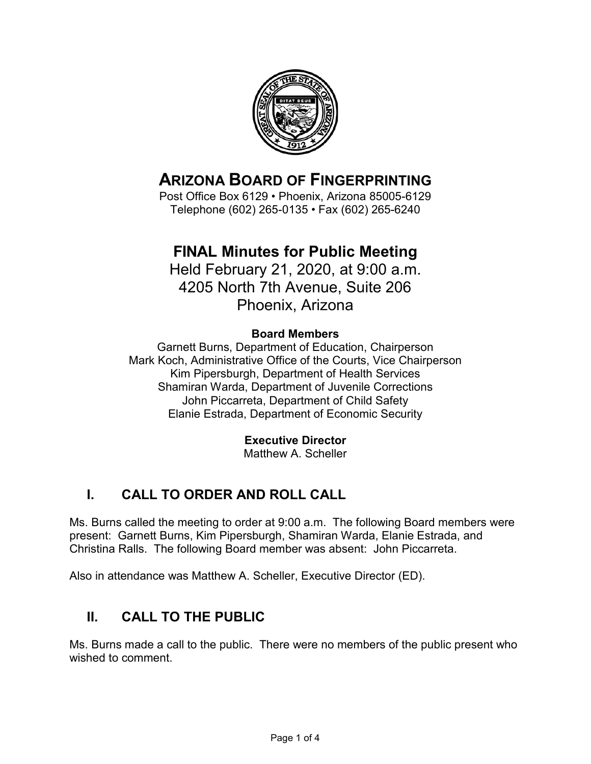# ARIZONA BOARD OF FINGERPRINTING

Post Office Box 6129 • Phoenix, Arizona 85005-6129
Telephone (602) 265-0135 • Fax (602) 265-6240

## FINAL Minutes for Public Meeting

Held February 21, 2020, at 9:00 a.m.
4205 North 7th Avenue, Suite 206
Phoenix, Arizona

**Board Members**

Garnett Burns, Department of Education, Chairperson
Mark Koch, Administrative Office of the Courts, Vice Chairperson
Kim Pipersburgh, Department of Health Services
Shamiran Warda, Department of Juvenile Corrections
John Piccarreta, Department of Child Safety
Elanie Estrada, Department of Economic Security

**Executive Director**

Matthew A. Scheller

## I. CALL TO ORDER AND ROLL CALL

Ms. Burns called the meeting to order at 9:00 a.m. The following Board members were present: Garnett Burns, Kim Pipersburgh, Shamiran Warda, Elanie Estrada, and Christina Ralls. The following Board member was absent: John Piccarreta.

Also in attendance was Matthew A. Scheller, Executive Director (ED).

## II. CALL TO THE PUBLIC

Ms. Burns made a call to the public. There were no members of the public present who wished to comment.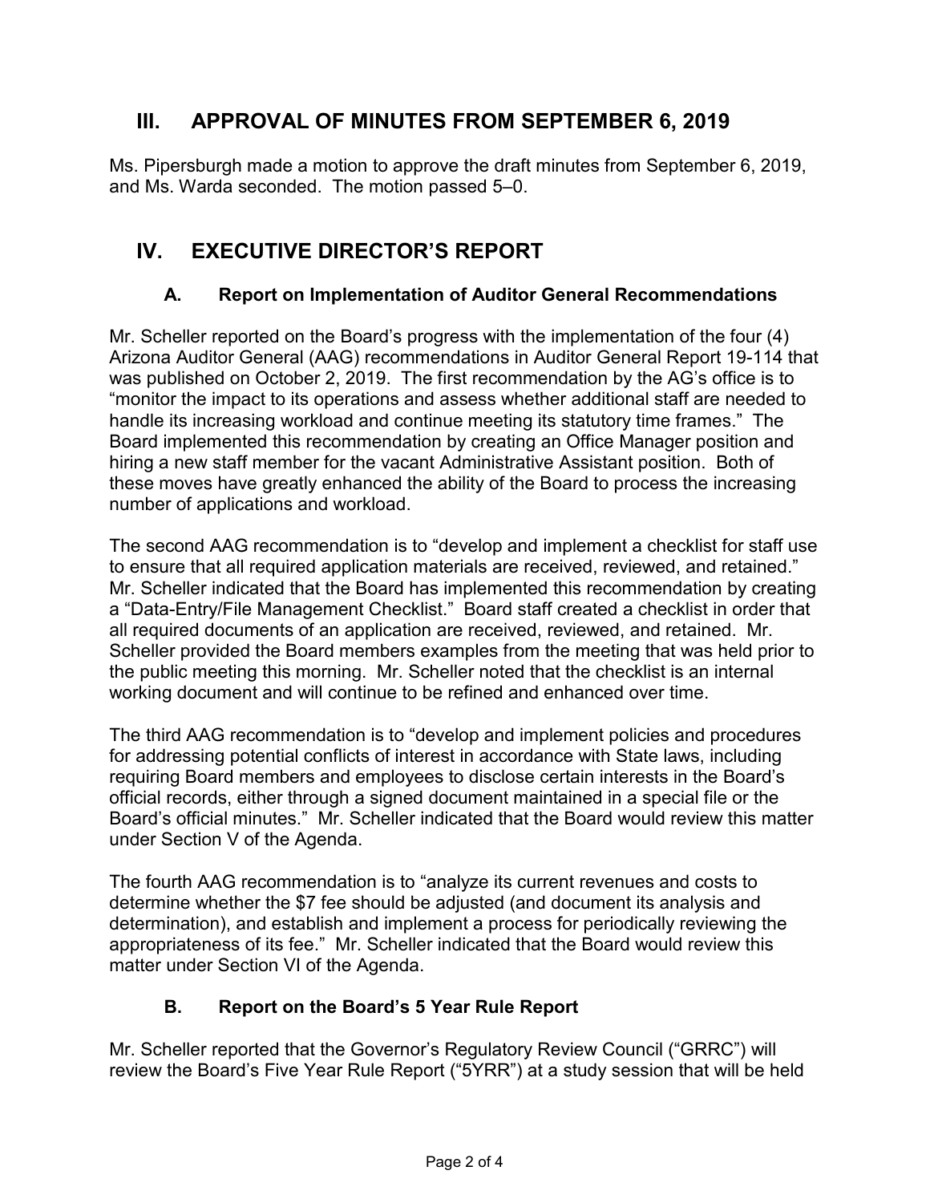## III. APPROVAL OF MINUTES FROM SEPTEMBER 6, 2019

Ms. Pipersburgh made a motion to approve the draft minutes from September 6, 2019, and Ms. Warda seconded. The motion passed 5–0.

## IV. EXECUTIVE DIRECTOR'S REPORT

### A. Report on Implementation of Auditor General Recommendations

Mr. Scheller reported on the Board's progress with the implementation of the four (4) Arizona Auditor General (AAG) recommendations in Auditor General Report 19-114 that was published on October 2, 2019. The first recommendation by the AG's office is to "monitor the impact to its operations and assess whether additional staff are needed to handle its increasing workload and continue meeting its statutory time frames." The Board implemented this recommendation by creating an Office Manager position and hiring a new staff member for the vacant Administrative Assistant position. Both of these moves have greatly enhanced the ability of the Board to process the increasing number of applications and workload.

The second AAG recommendation is to "develop and implement a checklist for staff use to ensure that all required application materials are received, reviewed, and retained." Mr. Scheller indicated that the Board has implemented this recommendation by creating a "Data-Entry/File Management Checklist." Board staff created a checklist in order that all required documents of an application are received, reviewed, and retained. Mr. Scheller provided the Board members examples from the meeting that was held prior to the public meeting this morning. Mr. Scheller noted that the checklist is an internal working document and will continue to be refined and enhanced over time.

The third AAG recommendation is to "develop and implement policies and procedures for addressing potential conflicts of interest in accordance with State laws, including requiring Board members and employees to disclose certain interests in the Board's official records, either through a signed document maintained in a special file or the Board's official minutes." Mr. Scheller indicated that the Board would review this matter under Section V of the Agenda.

The fourth AAG recommendation is to "analyze its current revenues and costs to determine whether the $7 fee should be adjusted (and document its analysis and determination), and establish and implement a process for periodically reviewing the appropriateness of its fee." Mr. Scheller indicated that the Board would review this matter under Section VI of the Agenda.

### B. Report on the Board's 5 Year Rule Report

Mr. Scheller reported that the Governor's Regulatory Review Council ("GRRC") will review the Board's Five Year Rule Report ("5YRR") at a study session that will be held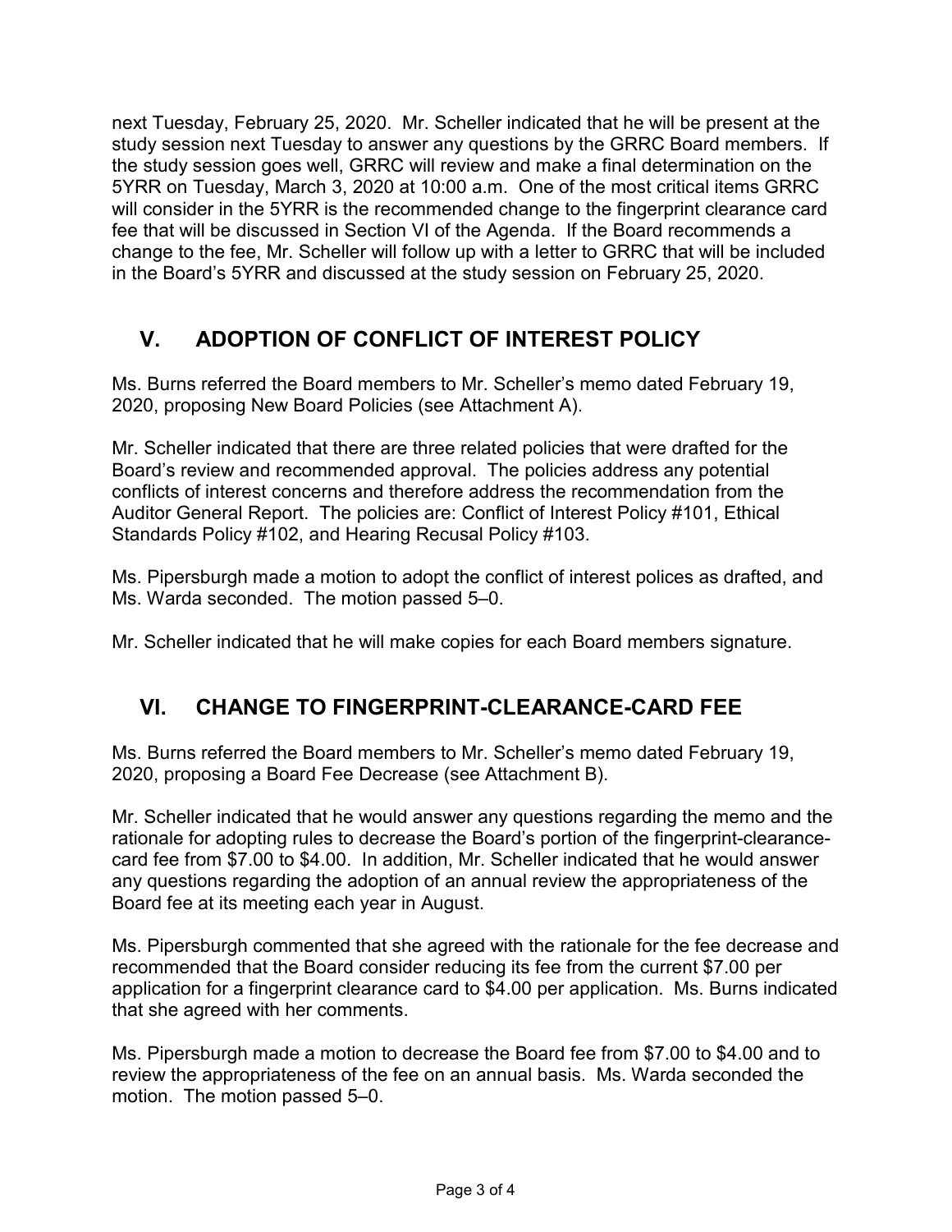next Tuesday, February 25, 2020. Mr. Scheller indicated that he will be present at the study session next Tuesday to answer any questions by the GRRC Board members. If the study session goes well, GRRC will review and make a final determination on the 5YRR on Tuesday, March 3, 2020 at 10:00 a.m. One of the most critical items GRRC will consider in the 5YRR is the recommended change to the fingerprint clearance card fee that will be discussed in Section VI of the Agenda. If the Board recommends a change to the fee, Mr. Scheller will follow up with a letter to GRRC that will be included in the Board's 5YRR and discussed at the study session on February 25, 2020.

## V. ADOPTION OF CONFLICT OF INTEREST POLICY

Ms. Burns referred the Board members to Mr. Scheller's memo dated February 19, 2020, proposing New Board Policies (see Attachment A).

Mr. Scheller indicated that there are three related policies that were drafted for the Board's review and recommended approval. The policies address any potential conflicts of interest concerns and therefore address the recommendation from the Auditor General Report. The policies are: Conflict of Interest Policy #101, Ethical Standards Policy #102, and Hearing Recusal Policy #103.

Ms. Pipersburgh made a motion to adopt the conflict of interest polices as drafted, and Ms. Warda seconded. The motion passed 5–0.

Mr. Scheller indicated that he will make copies for each Board members signature.

## VI. CHANGE TO FINGERPRINT-CLEARANCE-CARD FEE

Ms. Burns referred the Board members to Mr. Scheller's memo dated February 19, 2020, proposing a Board Fee Decrease (see Attachment B).

Mr. Scheller indicated that he would answer any questions regarding the memo and the rationale for adopting rules to decrease the Board's portion of the fingerprint-clearance-card fee from $7.00 to $4.00. In addition, Mr. Scheller indicated that he would answer any questions regarding the adoption of an annual review the appropriateness of the Board fee at its meeting each year in August.

Ms. Pipersburgh commented that she agreed with the rationale for the fee decrease and recommended that the Board consider reducing its fee from the current $7.00 per application for a fingerprint clearance card to $4.00 per application. Ms. Burns indicated that she agreed with her comments.

Ms. Pipersburgh made a motion to decrease the Board fee from $7.00 to $4.00 and to review the appropriateness of the fee on an annual basis. Ms. Warda seconded the motion. The motion passed 5–0.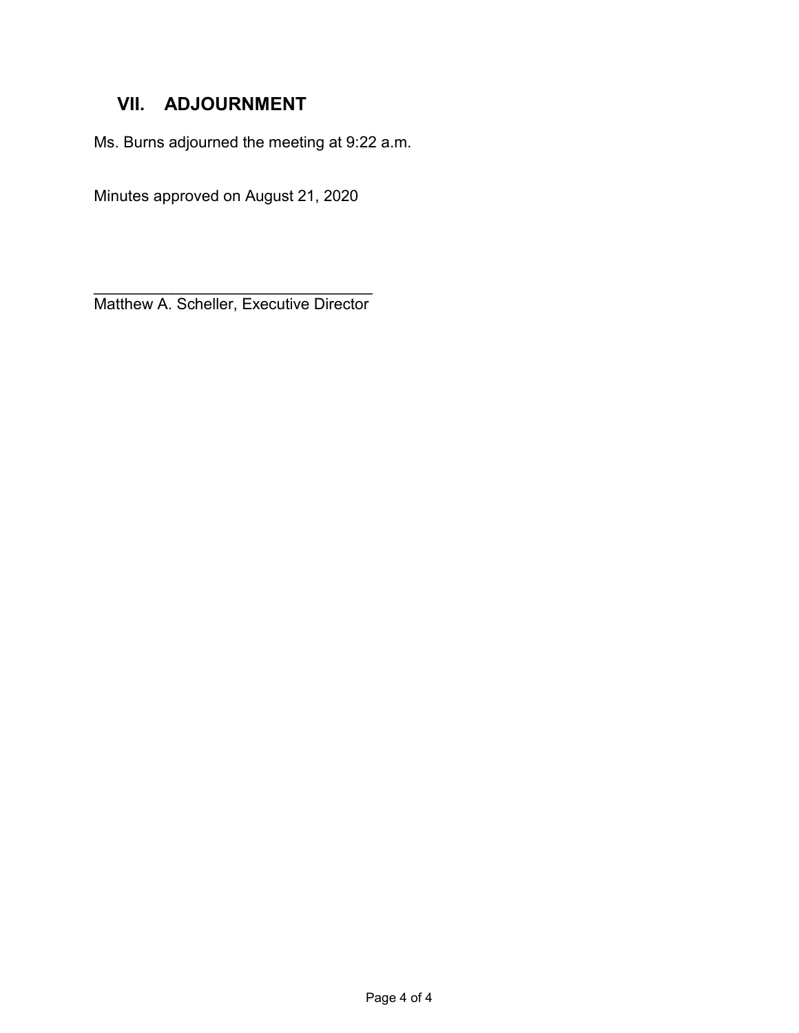## VII. ADJOURNMENT

Ms. Burns adjourned the meeting at 9:22 a.m.

Minutes approved on August 21, 2020

_________________________________
Matthew A. Scheller, Executive Director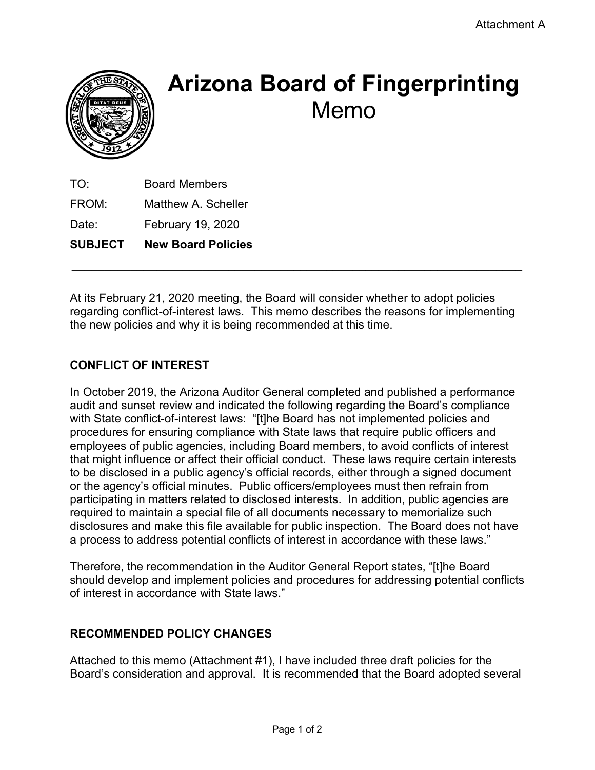Attachment A

# Arizona Board of Fingerprinting
## Memo

TO: Board Members

FROM: Matthew A. Scheller

Date: February 19, 2020

**SUBJECT New Board Policies**

---

At its February 21, 2020 meeting, the Board will consider whether to adopt policies regarding conflict-of-interest laws. This memo describes the reasons for implementing the new policies and why it is being recommended at this time.

### CONFLICT OF INTEREST

In October 2019, the Arizona Auditor General completed and published a performance audit and sunset review and indicated the following regarding the Board's compliance with State conflict-of-interest laws: "[t]he Board has not implemented policies and procedures for ensuring compliance with State laws that require public officers and employees of public agencies, including Board members, to avoid conflicts of interest that might influence or affect their official conduct. These laws require certain interests to be disclosed in a public agency's official records, either through a signed document or the agency's official minutes. Public officers/employees must then refrain from participating in matters related to disclosed interests. In addition, public agencies are required to maintain a special file of all documents necessary to memorialize such disclosures and make this file available for public inspection. The Board does not have a process to address potential conflicts of interest in accordance with these laws."

Therefore, the recommendation in the Auditor General Report states, "[t]he Board should develop and implement policies and procedures for addressing potential conflicts of interest in accordance with State laws."

### RECOMMENDED POLICY CHANGES

Attached to this memo (Attachment #1), I have included three draft policies for the Board's consideration and approval. It is recommended that the Board adopted several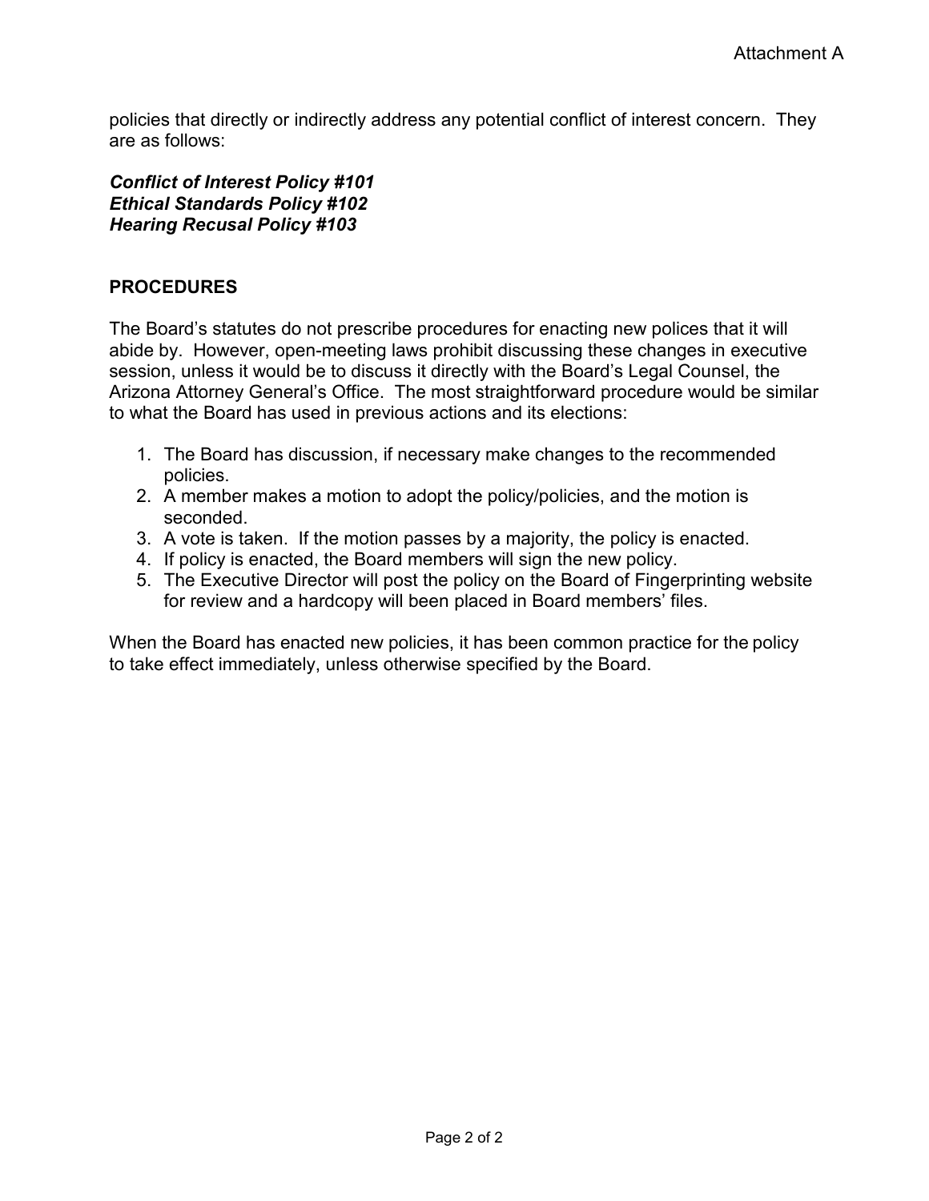policies that directly or indirectly address any potential conflict of interest concern. They are as follows:

***Conflict of Interest Policy #101***
***Ethical Standards Policy #102***
***Hearing Recusal Policy #103***

## PROCEDURES

The Board's statutes do not prescribe procedures for enacting new polices that it will abide by. However, open-meeting laws prohibit discussing these changes in executive session, unless it would be to discuss it directly with the Board's Legal Counsel, the Arizona Attorney General's Office. The most straightforward procedure would be similar to what the Board has used in previous actions and its elections:

1. The Board has discussion, if necessary make changes to the recommended policies.
2. A member makes a motion to adopt the policy/policies, and the motion is seconded.
3. A vote is taken. If the motion passes by a majority, the policy is enacted.
4. If policy is enacted, the Board members will sign the new policy.
5. The Executive Director will post the policy on the Board of Fingerprinting website for review and a hardcopy will been placed in Board members' files.

When the Board has enacted new policies, it has been common practice for the policy to take effect immediately, unless otherwise specified by the Board.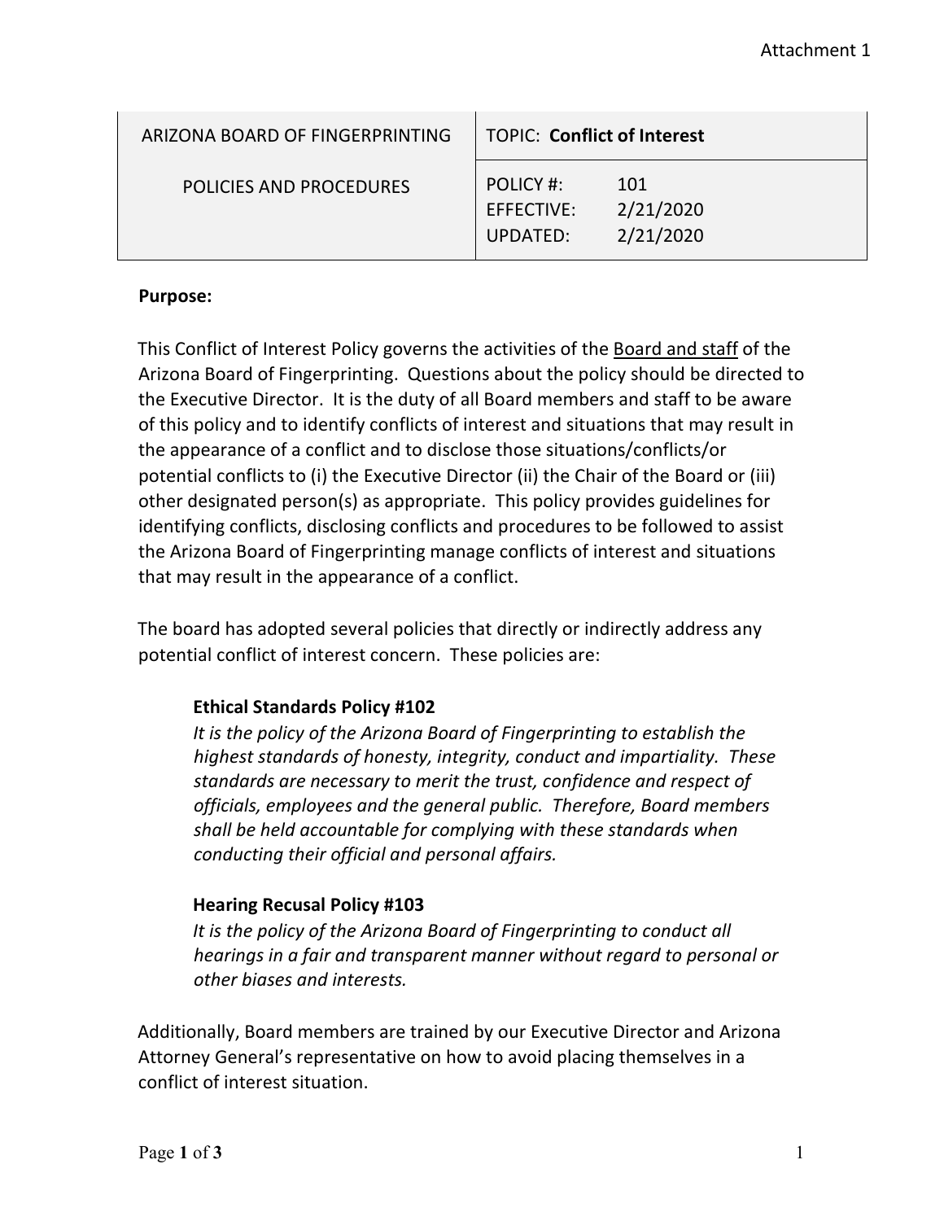Attachment 1

| ARIZONA BOARD OF FINGERPRINTING | TOPIC: **Conflict of Interest** |
|---|---|
| POLICIES AND PROCEDURES | POLICY #: 101<br>EFFECTIVE: 2/21/2020<br>UPDATED: 2/21/2020 |

**Purpose:**

This Conflict of Interest Policy governs the activities of the Board and staff of the Arizona Board of Fingerprinting. Questions about the policy should be directed to the Executive Director. It is the duty of all Board members and staff to be aware of this policy and to identify conflicts of interest and situations that may result in the appearance of a conflict and to disclose those situations/conflicts/or potential conflicts to (i) the Executive Director (ii) the Chair of the Board or (iii) other designated person(s) as appropriate. This policy provides guidelines for identifying conflicts, disclosing conflicts and procedures to be followed to assist the Arizona Board of Fingerprinting manage conflicts of interest and situations that may result in the appearance of a conflict.

The board has adopted several policies that directly or indirectly address any potential conflict of interest concern. These policies are:

> **Ethical Standards Policy #102**
> *It is the policy of the Arizona Board of Fingerprinting to establish the highest standards of honesty, integrity, conduct and impartiality. These standards are necessary to merit the trust, confidence and respect of officials, employees and the general public. Therefore, Board members shall be held accountable for complying with these standards when conducting their official and personal affairs.*
>
> **Hearing Recusal Policy #103**
> *It is the policy of the Arizona Board of Fingerprinting to conduct all hearings in a fair and transparent manner without regard to personal or other biases and interests.*

Additionally, Board members are trained by our Executive Director and Arizona Attorney General's representative on how to avoid placing themselves in a conflict of interest situation.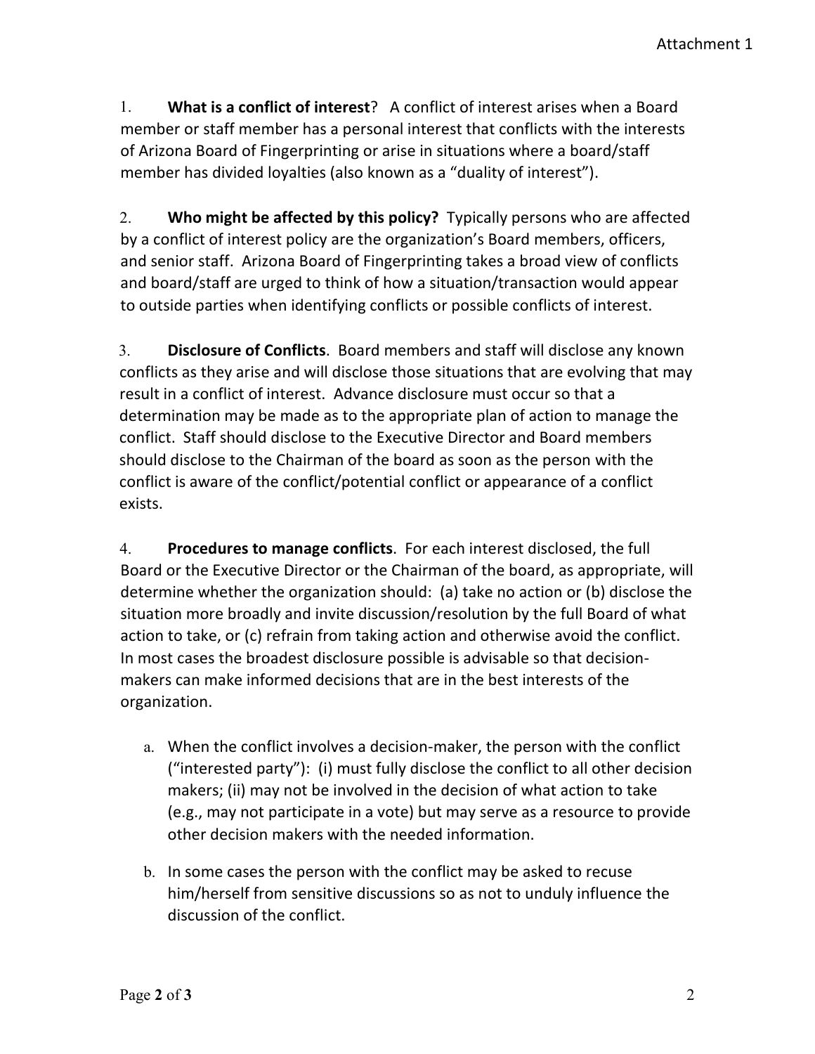Attachment 1

1. **What is a conflict of interest**? A conflict of interest arises when a Board member or staff member has a personal interest that conflicts with the interests of Arizona Board of Fingerprinting or arise in situations where a board/staff member has divided loyalties (also known as a "duality of interest").

2. **Who might be affected by this policy?** Typically persons who are affected by a conflict of interest policy are the organization's Board members, officers, and senior staff. Arizona Board of Fingerprinting takes a broad view of conflicts and board/staff are urged to think of how a situation/transaction would appear to outside parties when identifying conflicts or possible conflicts of interest.

3. **Disclosure of Conflicts**. Board members and staff will disclose any known conflicts as they arise and will disclose those situations that are evolving that may result in a conflict of interest. Advance disclosure must occur so that a determination may be made as to the appropriate plan of action to manage the conflict. Staff should disclose to the Executive Director and Board members should disclose to the Chairman of the board as soon as the person with the conflict is aware of the conflict/potential conflict or appearance of a conflict exists.

4. **Procedures to manage conflicts**. For each interest disclosed, the full Board or the Executive Director or the Chairman of the board, as appropriate, will determine whether the organization should: (a) take no action or (b) disclose the situation more broadly and invite discussion/resolution by the full Board of what action to take, or (c) refrain from taking action and otherwise avoid the conflict. In most cases the broadest disclosure possible is advisable so that decision-makers can make informed decisions that are in the best interests of the organization.

   a. When the conflict involves a decision-maker, the person with the conflict ("interested party"): (i) must fully disclose the conflict to all other decision makers; (ii) may not be involved in the decision of what action to take (e.g., may not participate in a vote) but may serve as a resource to provide other decision makers with the needed information.

   b. In some cases the person with the conflict may be asked to recuse him/herself from sensitive discussions so as not to unduly influence the discussion of the conflict.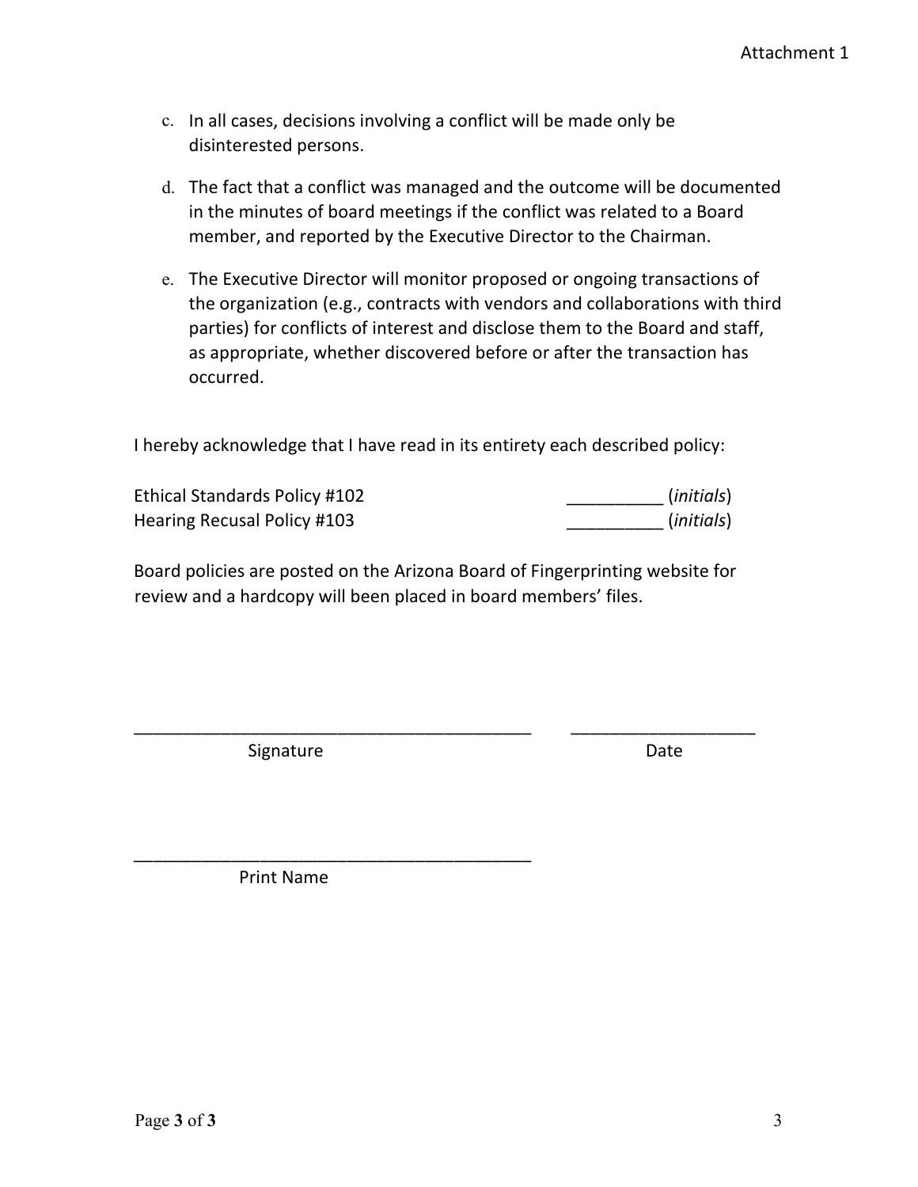c. In all cases, decisions involving a conflict will be made only be disinterested persons.

d. The fact that a conflict was managed and the outcome will be documented in the minutes of board meetings if the conflict was related to a Board member, and reported by the Executive Director to the Chairman.

e. The Executive Director will monitor proposed or ongoing transactions of the organization (e.g., contracts with vendors and collaborations with third parties) for conflicts of interest and disclose them to the Board and staff, as appropriate, whether discovered before or after the transaction has occurred.

I hereby acknowledge that I have read in its entirety each described policy:

Ethical Standards Policy #102 __________ (*initials*)
Hearing Recusal Policy #103 __________ (*initials*)

Board policies are posted on the Arizona Board of Fingerprinting website for review and a hardcopy will been placed in board members' files.

___________________________________________ ____________________
Signature Date

___________________________________________
Print Name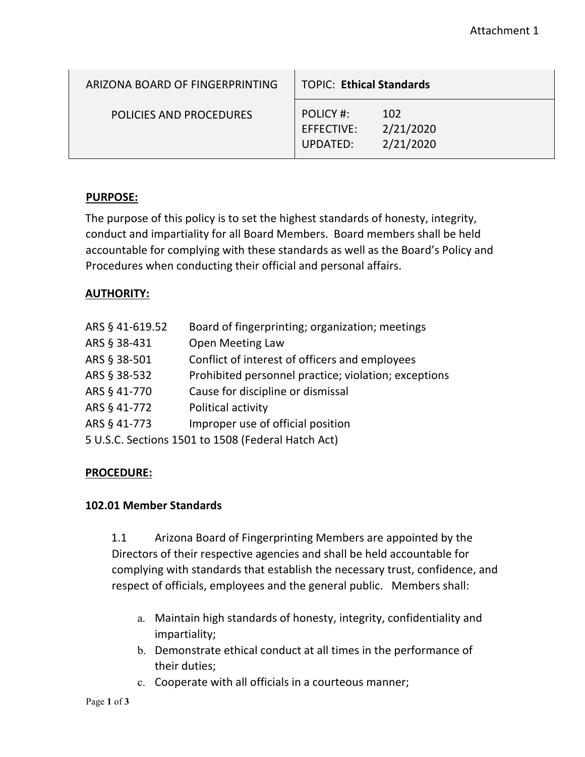Attachment 1

| ARIZONA BOARD OF FINGERPRINTING | TOPIC: **Ethical Standards** |
| --- | --- |
| POLICIES AND PROCEDURES | POLICY #: 102<br>EFFECTIVE: 2/21/2020<br>UPDATED: 2/21/2020 |

**PURPOSE:**

The purpose of this policy is to set the highest standards of honesty, integrity, conduct and impartiality for all Board Members. Board members shall be held accountable for complying with these standards as well as the Board's Policy and Procedures when conducting their official and personal affairs.

**AUTHORITY:**

| | |
| --- | --- |
| ARS § 41-619.52 | Board of fingerprinting; organization; meetings |
| ARS § 38-431 | Open Meeting Law |
| ARS § 38-501 | Conflict of interest of officers and employees |
| ARS § 38-532 | Prohibited personnel practice; violation; exceptions |
| ARS § 41-770 | Cause for discipline or dismissal |
| ARS § 41-772 | Political activity |
| ARS § 41-773 | Improper use of official position |

5 U.S.C. Sections 1501 to 1508 (Federal Hatch Act)

**PROCEDURE:**

**102.01 Member Standards**

1.1 Arizona Board of Fingerprinting Members are appointed by the Directors of their respective agencies and shall be held accountable for complying with standards that establish the necessary trust, confidence, and respect of officials, employees and the general public. Members shall:

a. Maintain high standards of honesty, integrity, confidentiality and impartiality;
b. Demonstrate ethical conduct at all times in the performance of their duties;
c. Cooperate with all officials in a courteous manner;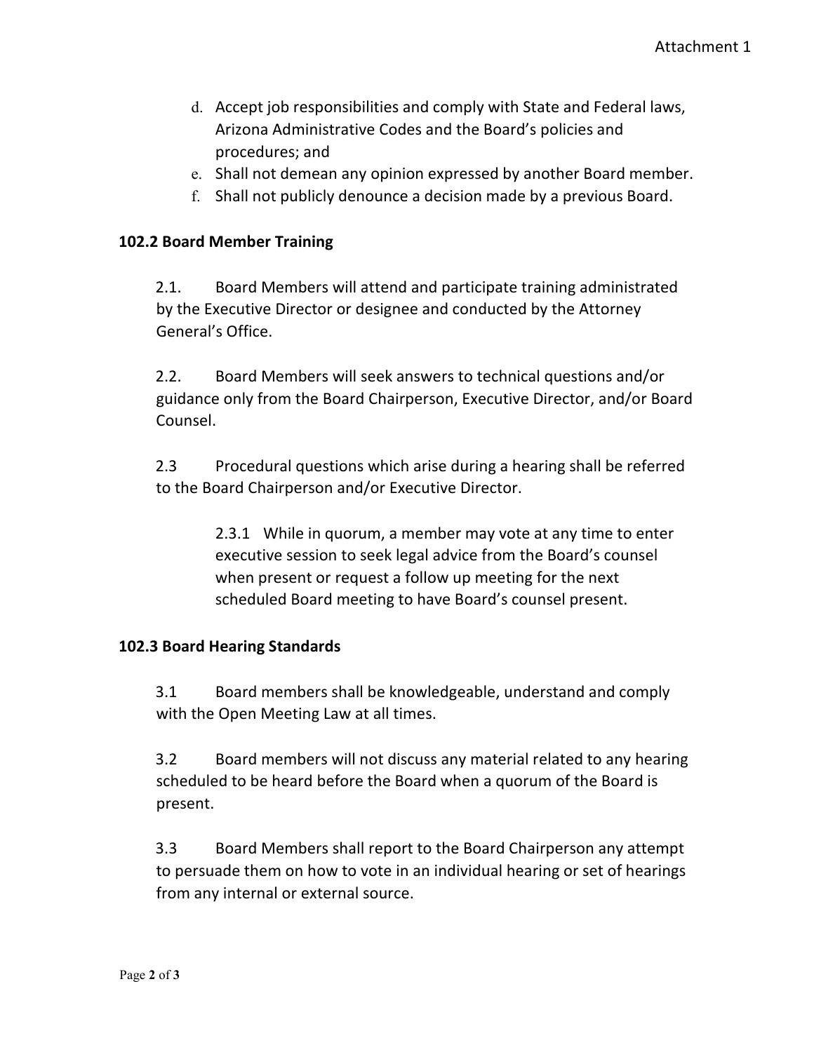d. Accept job responsibilities and comply with State and Federal laws, Arizona Administrative Codes and the Board's policies and procedures; and
e. Shall not demean any opinion expressed by another Board member.
f. Shall not publicly denounce a decision made by a previous Board.

**102.2 Board Member Training**

2.1. Board Members will attend and participate training administrated by the Executive Director or designee and conducted by the Attorney General's Office.

2.2. Board Members will seek answers to technical questions and/or guidance only from the Board Chairperson, Executive Director, and/or Board Counsel.

2.3 Procedural questions which arise during a hearing shall be referred to the Board Chairperson and/or Executive Director.

> 2.3.1 While in quorum, a member may vote at any time to enter executive session to seek legal advice from the Board's counsel when present or request a follow up meeting for the next scheduled Board meeting to have Board's counsel present.

**102.3 Board Hearing Standards**

3.1 Board members shall be knowledgeable, understand and comply with the Open Meeting Law at all times.

3.2 Board members will not discuss any material related to any hearing scheduled to be heard before the Board when a quorum of the Board is present.

3.3 Board Members shall report to the Board Chairperson any attempt to persuade them on how to vote in an individual hearing or set of hearings from any internal or external source.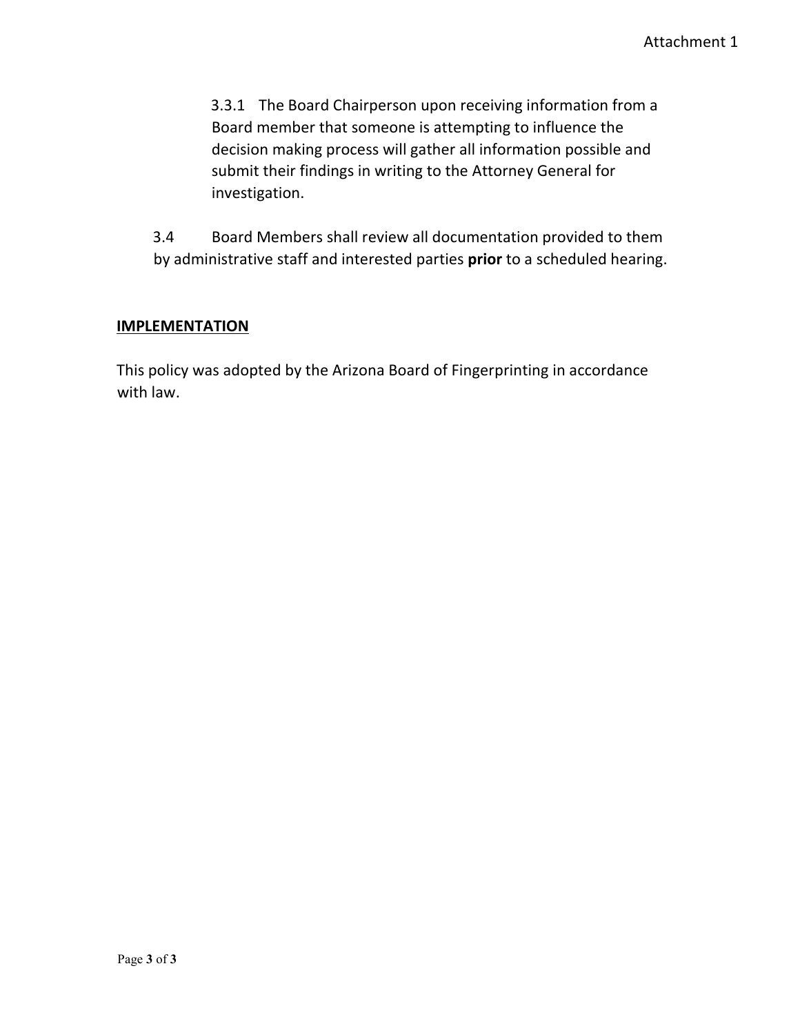3.3.1 The Board Chairperson upon receiving information from a Board member that someone is attempting to influence the decision making process will gather all information possible and submit their findings in writing to the Attorney General for investigation.

3.4 Board Members shall review all documentation provided to them by administrative staff and interested parties **prior** to a scheduled hearing.

## IMPLEMENTATION

This policy was adopted by the Arizona Board of Fingerprinting in accordance with law.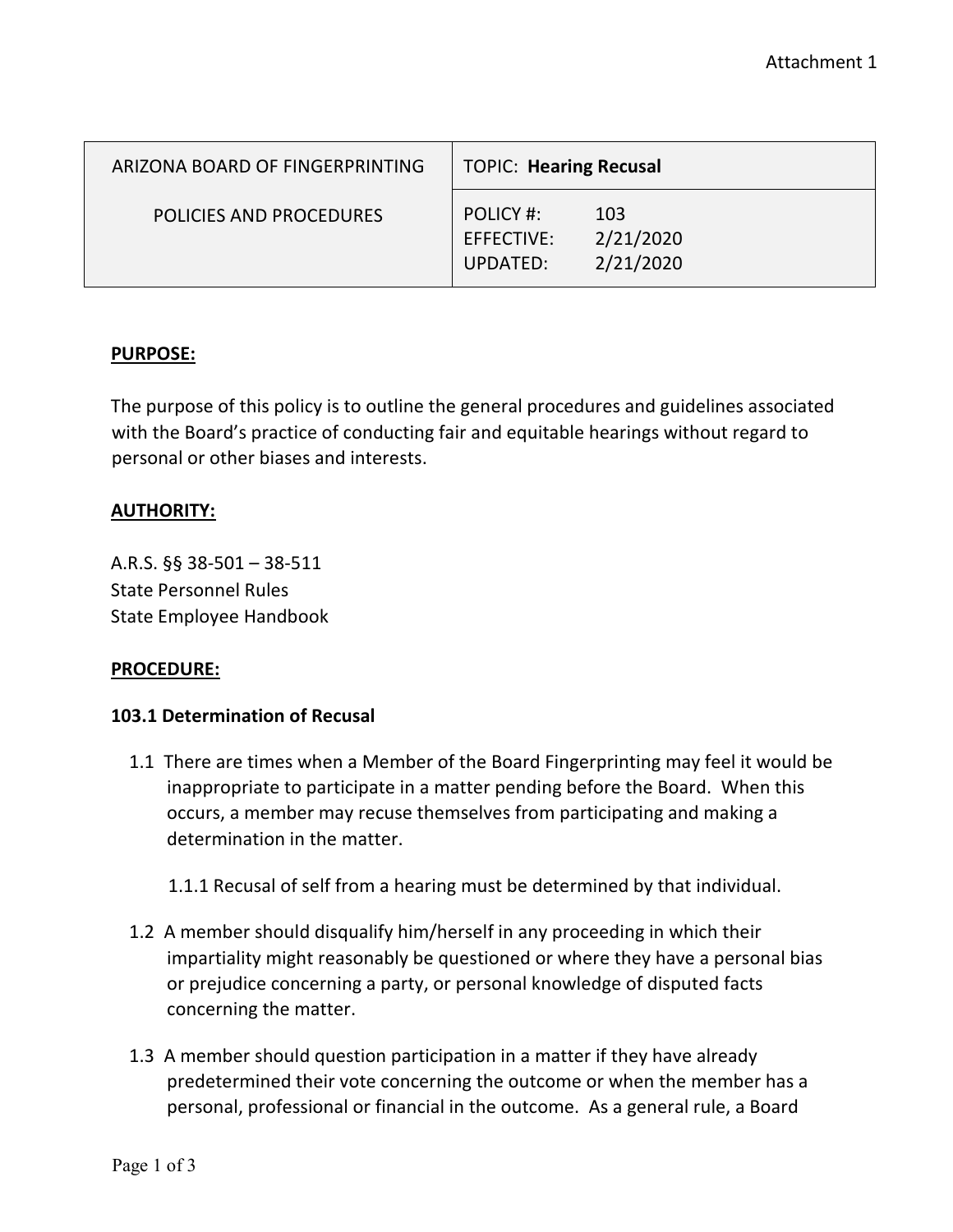Attachment 1

| ARIZONA BOARD OF FINGERPRINTING | TOPIC: **Hearing Recusal** |
| --- | --- |
| POLICIES AND PROCEDURES | POLICY #: 103<br>EFFECTIVE: 2/21/2020<br>UPDATED: 2/21/2020 |

**PURPOSE:**

The purpose of this policy is to outline the general procedures and guidelines associated with the Board's practice of conducting fair and equitable hearings without regard to personal or other biases and interests.

**AUTHORITY:**

A.R.S. §§ 38-501 – 38-511
State Personnel Rules
State Employee Handbook

**PROCEDURE:**

**103.1 Determination of Recusal**

1.1 There are times when a Member of the Board Fingerprinting may feel it would be inappropriate to participate in a matter pending before the Board. When this occurs, a member may recuse themselves from participating and making a determination in the matter.

   1.1.1 Recusal of self from a hearing must be determined by that individual.

1.2 A member should disqualify him/herself in any proceeding in which their impartiality might reasonably be questioned or where they have a personal bias or prejudice concerning a party, or personal knowledge of disputed facts concerning the matter.

1.3 A member should question participation in a matter if they have already predetermined their vote concerning the outcome or when the member has a personal, professional or financial in the outcome. As a general rule, a Board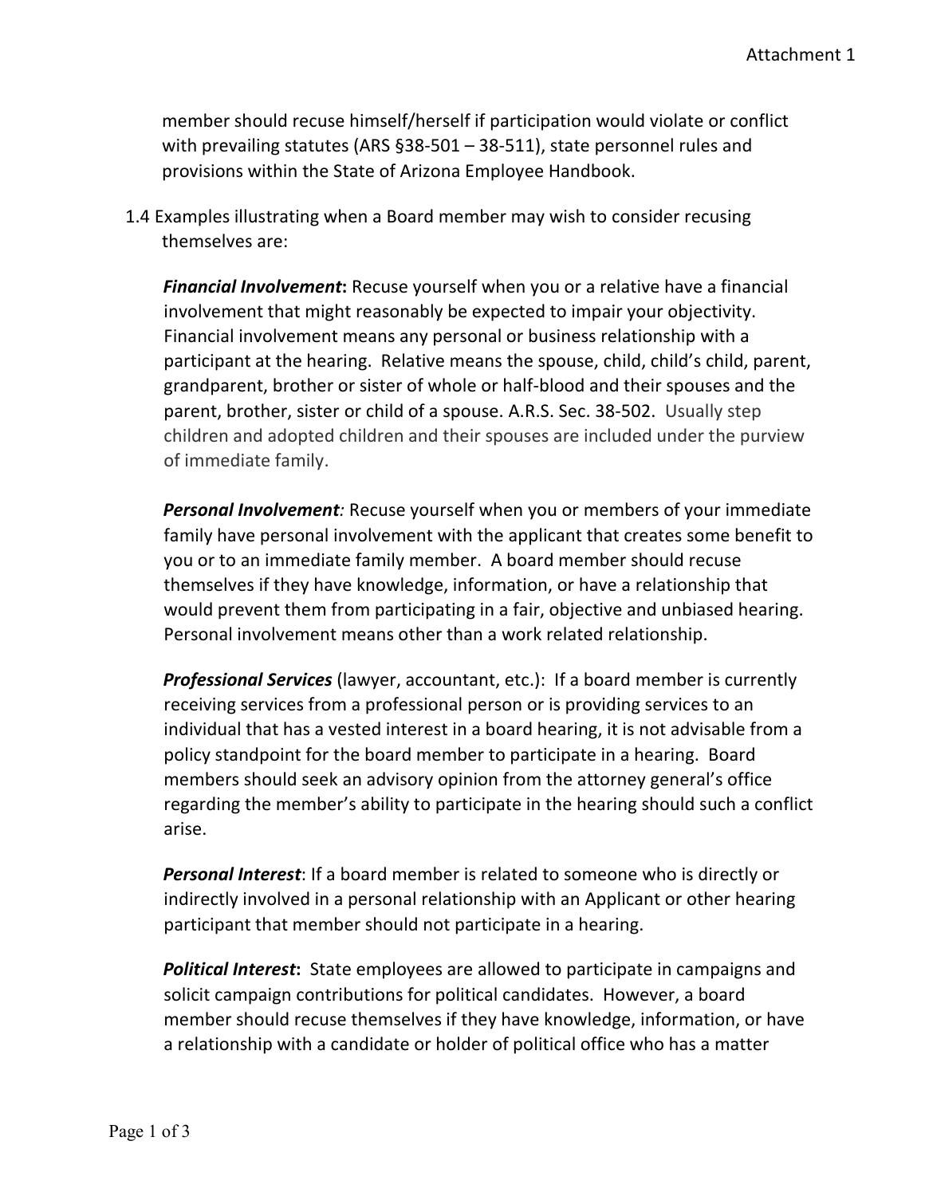member should recuse himself/herself if participation would violate or conflict with prevailing statutes (ARS §38-501 – 38-511), state personnel rules and provisions within the State of Arizona Employee Handbook.

1.4 Examples illustrating when a Board member may wish to consider recusing themselves are:

***Financial Involvement*:** Recuse yourself when you or a relative have a financial involvement that might reasonably be expected to impair your objectivity. Financial involvement means any personal or business relationship with a participant at the hearing. Relative means the spouse, child, child's child, parent, grandparent, brother or sister of whole or half-blood and their spouses and the parent, brother, sister or child of a spouse. A.R.S. Sec. 38-502. Usually step children and adopted children and their spouses are included under the purview of immediate family.

***Personal Involvement*:** Recuse yourself when you or members of your immediate family have personal involvement with the applicant that creates some benefit to you or to an immediate family member. A board member should recuse themselves if they have knowledge, information, or have a relationship that would prevent them from participating in a fair, objective and unbiased hearing. Personal involvement means other than a work related relationship.

***Professional Services*** (lawyer, accountant, etc.): If a board member is currently receiving services from a professional person or is providing services to an individual that has a vested interest in a board hearing, it is not advisable from a policy standpoint for the board member to participate in a hearing. Board members should seek an advisory opinion from the attorney general's office regarding the member's ability to participate in the hearing should such a conflict arise.

***Personal Interest***: If a board member is related to someone who is directly or indirectly involved in a personal relationship with an Applicant or other hearing participant that member should not participate in a hearing.

***Political Interest*:** State employees are allowed to participate in campaigns and solicit campaign contributions for political candidates. However, a board member should recuse themselves if they have knowledge, information, or have a relationship with a candidate or holder of political office who has a matter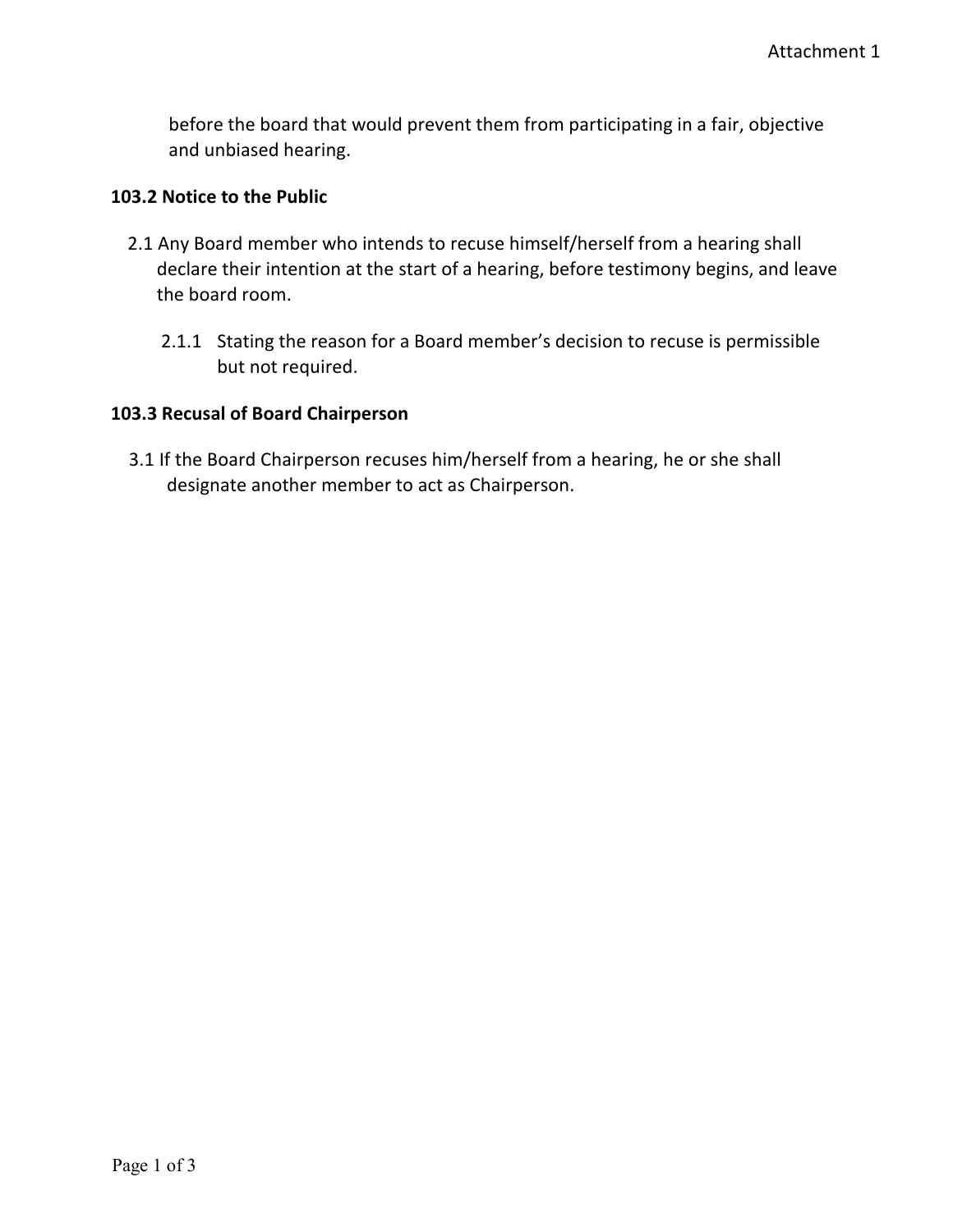before the board that would prevent them from participating in a fair, objective and unbiased hearing.

**103.2 Notice to the Public**

2.1 Any Board member who intends to recuse himself/herself from a hearing shall declare their intention at the start of a hearing, before testimony begins, and leave the board room.

2.1.1 Stating the reason for a Board member's decision to recuse is permissible but not required.

**103.3 Recusal of Board Chairperson**

3.1 If the Board Chairperson recuses him/herself from a hearing, he or she shall designate another member to act as Chairperson.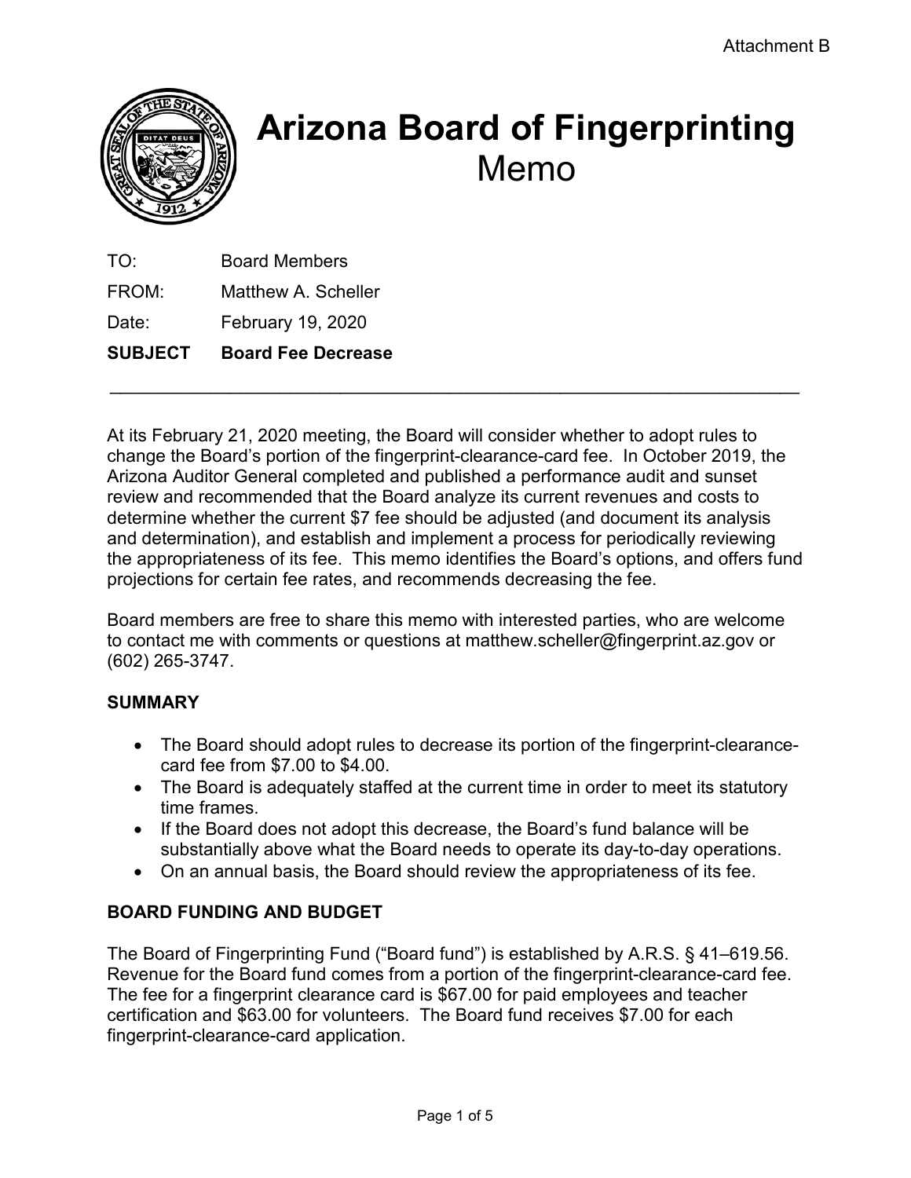Attachment B

# Arizona Board of Fingerprinting
## Memo

TO: Board Members

FROM: Matthew A. Scheller

Date: February 19, 2020

**SUBJECT Board Fee Decrease**

---

At its February 21, 2020 meeting, the Board will consider whether to adopt rules to change the Board's portion of the fingerprint-clearance-card fee. In October 2019, the Arizona Auditor General completed and published a performance audit and sunset review and recommended that the Board analyze its current revenues and costs to determine whether the current $7 fee should be adjusted (and document its analysis and determination), and establish and implement a process for periodically reviewing the appropriateness of its fee. This memo identifies the Board's options, and offers fund projections for certain fee rates, and recommends decreasing the fee.

Board members are free to share this memo with interested parties, who are welcome to contact me with comments or questions at matthew.scheller@fingerprint.az.gov or (602) 265-3747.

**SUMMARY**

- The Board should adopt rules to decrease its portion of the fingerprint-clearance-card fee from $7.00 to $4.00.
- The Board is adequately staffed at the current time in order to meet its statutory time frames.
- If the Board does not adopt this decrease, the Board's fund balance will be substantially above what the Board needs to operate its day-to-day operations.
- On an annual basis, the Board should review the appropriateness of its fee.

**BOARD FUNDING AND BUDGET**

The Board of Fingerprinting Fund ("Board fund") is established by A.R.S. § 41–619.56. Revenue for the Board fund comes from a portion of the fingerprint-clearance-card fee. The fee for a fingerprint clearance card is $67.00 for paid employees and teacher certification and $63.00 for volunteers. The Board fund receives $7.00 for each fingerprint-clearance-card application.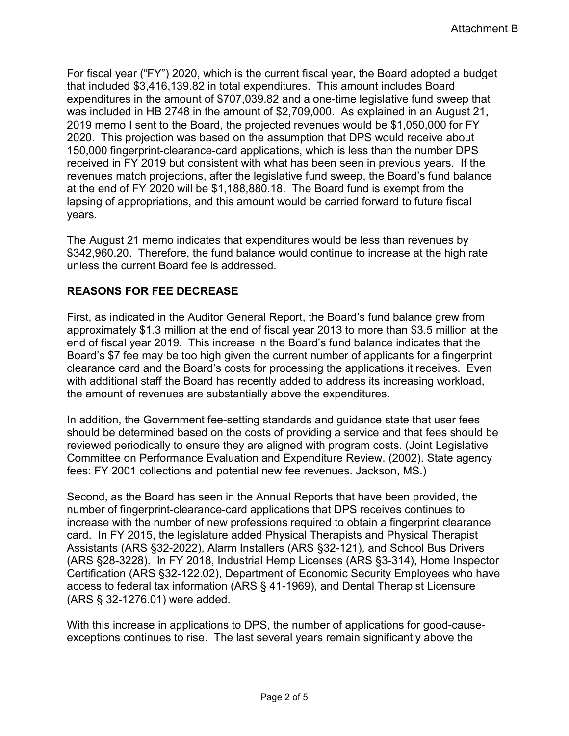Attachment B

For fiscal year ("FY") 2020, which is the current fiscal year, the Board adopted a budget that included $3,416,139.82 in total expenditures. This amount includes Board expenditures in the amount of $707,039.82 and a one-time legislative fund sweep that was included in HB 2748 in the amount of $2,709,000. As explained in an August 21, 2019 memo I sent to the Board, the projected revenues would be $1,050,000 for FY 2020. This projection was based on the assumption that DPS would receive about 150,000 fingerprint-clearance-card applications, which is less than the number DPS received in FY 2019 but consistent with what has been seen in previous years. If the revenues match projections, after the legislative fund sweep, the Board's fund balance at the end of FY 2020 will be $1,188,880.18. The Board fund is exempt from the lapsing of appropriations, and this amount would be carried forward to future fiscal years.

The August 21 memo indicates that expenditures would be less than revenues by $342,960.20. Therefore, the fund balance would continue to increase at the high rate unless the current Board fee is addressed.

## REASONS FOR FEE DECREASE

First, as indicated in the Auditor General Report, the Board's fund balance grew from approximately $1.3 million at the end of fiscal year 2013 to more than $3.5 million at the end of fiscal year 2019. This increase in the Board's fund balance indicates that the Board's $7 fee may be too high given the current number of applicants for a fingerprint clearance card and the Board's costs for processing the applications it receives. Even with additional staff the Board has recently added to address its increasing workload, the amount of revenues are substantially above the expenditures.

In addition, the Government fee-setting standards and guidance state that user fees should be determined based on the costs of providing a service and that fees should be reviewed periodically to ensure they are aligned with program costs. (Joint Legislative Committee on Performance Evaluation and Expenditure Review. (2002). State agency fees: FY 2001 collections and potential new fee revenues. Jackson, MS.)

Second, as the Board has seen in the Annual Reports that have been provided, the number of fingerprint-clearance-card applications that DPS receives continues to increase with the number of new professions required to obtain a fingerprint clearance card. In FY 2015, the legislature added Physical Therapists and Physical Therapist Assistants (ARS §32-2022), Alarm Installers (ARS §32-121), and School Bus Drivers (ARS §28-3228). In FY 2018, Industrial Hemp Licenses (ARS §3-314), Home Inspector Certification (ARS §32-122.02), Department of Economic Security Employees who have access to federal tax information (ARS § 41-1969), and Dental Therapist Licensure (ARS § 32-1276.01) were added.

With this increase in applications to DPS, the number of applications for good-cause-exceptions continues to rise. The last several years remain significantly above the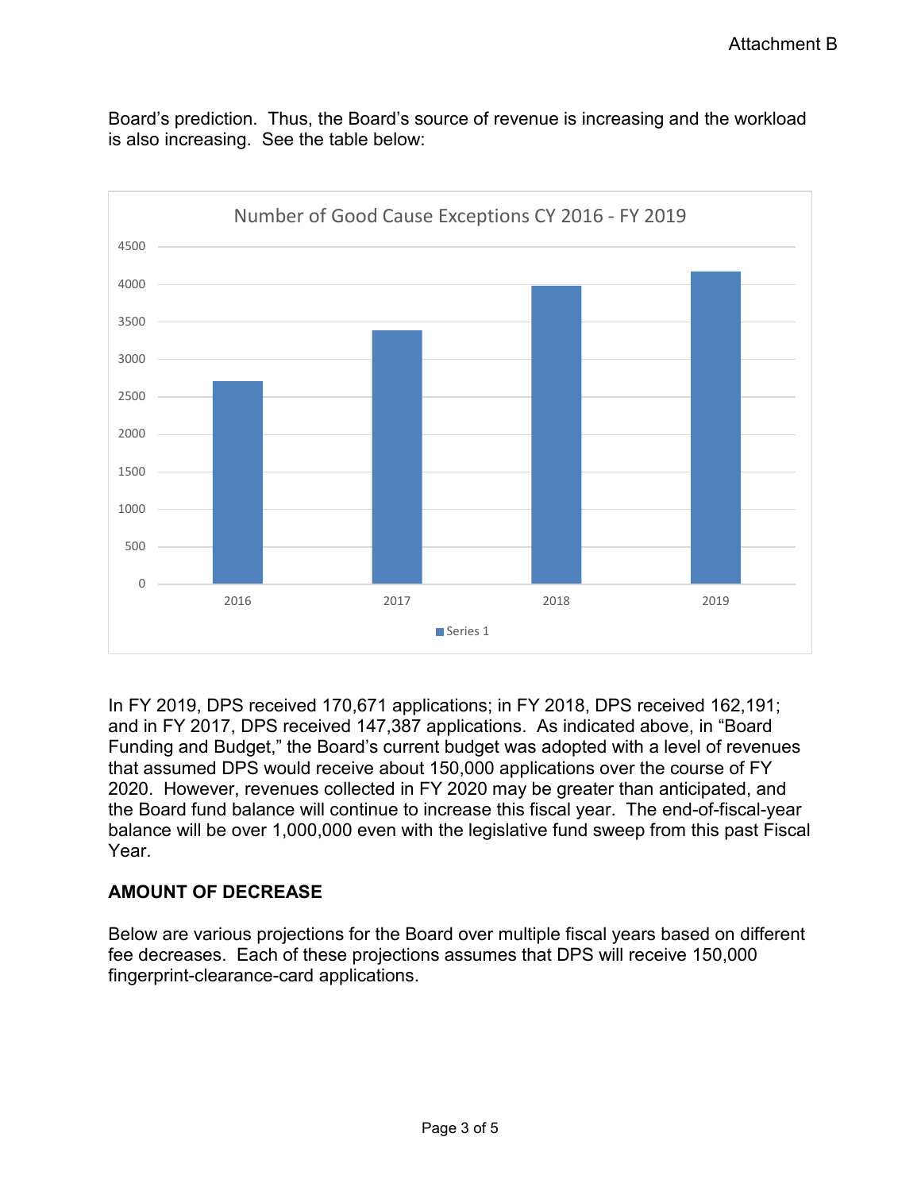Board's prediction. Thus, the Board's source of revenue is increasing and the workload is also increasing. See the table below:

Number of Good Cause Exceptions CY 2016 - FY 2019

In FY 2019, DPS received 170,671 applications; in FY 2018, DPS received 162,191; and in FY 2017, DPS received 147,387 applications. As indicated above, in "Board Funding and Budget," the Board's current budget was adopted with a level of revenues that assumed DPS would receive about 150,000 applications over the course of FY 2020. However, revenues collected in FY 2020 may be greater than anticipated, and the Board fund balance will continue to increase this fiscal year. The end-of-fiscal-year balance will be over 1,000,000 even with the legislative fund sweep from this past Fiscal Year.

## AMOUNT OF DECREASE

Below are various projections for the Board over multiple fiscal years based on different fee decreases. Each of these projections assumes that DPS will receive 150,000 fingerprint-clearance-card applications.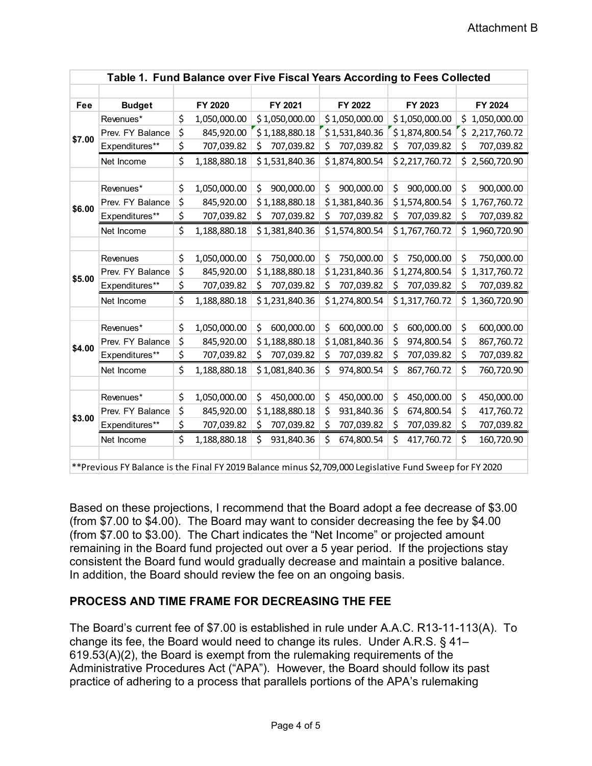Attachment B

**Table 1. Fund Balance over Five Fiscal Years According to Fees Collected**

| Fee | Budget | FY 2020 | FY 2021 | FY 2022 | FY 2023 | FY 2024 |
|---|---|---|---|---|---|---|
| $7.00 | Revenues* | $ 1,050,000.00 | $ 1,050,000.00 | $ 1,050,000.00 | $ 1,050,000.00 | $ 1,050,000.00 |
| | Prev. FY Balance | $ 845,920.00 | $ 1,188,880.18 | $ 1,531,840.36 | $ 1,874,800.54 | $ 2,217,760.72 |
| | Expenditures** | $ 707,039.82 | $ 707,039.82 | $ 707,039.82 | $ 707,039.82 | $ 707,039.82 |
| | Net Income | $ 1,188,880.18 | $ 1,531,840.36 | $ 1,874,800.54 | $ 2,217,760.72 | $ 2,560,720.90 |
| | | | | | | |
| $6.00 | Revenues* | $ 1,050,000.00 | $ 900,000.00 | $ 900,000.00 | $ 900,000.00 | $ 900,000.00 |
| | Prev. FY Balance | $ 845,920.00 | $ 1,188,880.18 | $ 1,381,840.36 | $ 1,574,800.54 | $ 1,767,760.72 |
| | Expenditures** | $ 707,039.82 | $ 707,039.82 | $ 707,039.82 | $ 707,039.82 | $ 707,039.82 |
| | Net Income | $ 1,188,880.18 | $ 1,381,840.36 | $ 1,574,800.54 | $ 1,767,760.72 | $ 1,960,720.90 |
| | | | | | | |
| $5.00 | Revenues | $ 1,050,000.00 | $ 750,000.00 | $ 750,000.00 | $ 750,000.00 | $ 750,000.00 |
| | Prev. FY Balance | $ 845,920.00 | $ 1,188,880.18 | $ 1,231,840.36 | $ 1,274,800.54 | $ 1,317,760.72 |
| | Expenditures** | $ 707,039.82 | $ 707,039.82 | $ 707,039.82 | $ 707,039.82 | $ 707,039.82 |
| | Net Income | $ 1,188,880.18 | $ 1,231,840.36 | $ 1,274,800.54 | $ 1,317,760.72 | $ 1,360,720.90 |
| | | | | | | |
| $4.00 | Revenues* | $ 1,050,000.00 | $ 600,000.00 | $ 600,000.00 | $ 600,000.00 | $ 600,000.00 |
| | Prev. FY Balance | $ 845,920.00 | $ 1,188,880.18 | $ 1,081,840.36 | $ 974,800.54 | $ 867,760.72 |
| | Expenditures** | $ 707,039.82 | $ 707,039.82 | $ 707,039.82 | $ 707,039.82 | $ 707,039.82 |
| | Net Income | $ 1,188,880.18 | $ 1,081,840.36 | $ 974,800.54 | $ 867,760.72 | $ 760,720.90 |
| | | | | | | |
| $3.00 | Revenues* | $ 1,050,000.00 | $ 450,000.00 | $ 450,000.00 | $ 450,000.00 | $ 450,000.00 |
| | Prev. FY Balance | $ 845,920.00 | $ 1,188,880.18 | $ 931,840.36 | $ 674,800.54 | $ 417,760.72 |
| | Expenditures** | $ 707,039.82 | $ 707,039.82 | $ 707,039.82 | $ 707,039.82 | $ 707,039.82 |
| | Net Income | $ 1,188,880.18 | $ 931,840.36 | $ 674,800.54 | $ 417,760.72 | $ 160,720.90 |

**Previous FY Balance is the Final FY 2019 Balance minus $2,709,000 Legislative Fund Sweep for FY 2020

Based on these projections, I recommend that the Board adopt a fee decrease of $3.00 (from $7.00 to $4.00). The Board may want to consider decreasing the fee by $4.00 (from $7.00 to $3.00). The Chart indicates the "Net Income" or projected amount remaining in the Board fund projected out over a 5 year period. If the projections stay consistent the Board fund would gradually decrease and maintain a positive balance. In addition, the Board should review the fee on an ongoing basis.

## PROCESS AND TIME FRAME FOR DECREASING THE FEE

The Board's current fee of $7.00 is established in rule under A.A.C. R13-11-113(A). To change its fee, the Board would need to change its rules. Under A.R.S. § 41–619.53(A)(2), the Board is exempt from the rulemaking requirements of the Administrative Procedures Act ("APA"). However, the Board should follow its past practice of adhering to a process that parallels portions of the APA's rulemaking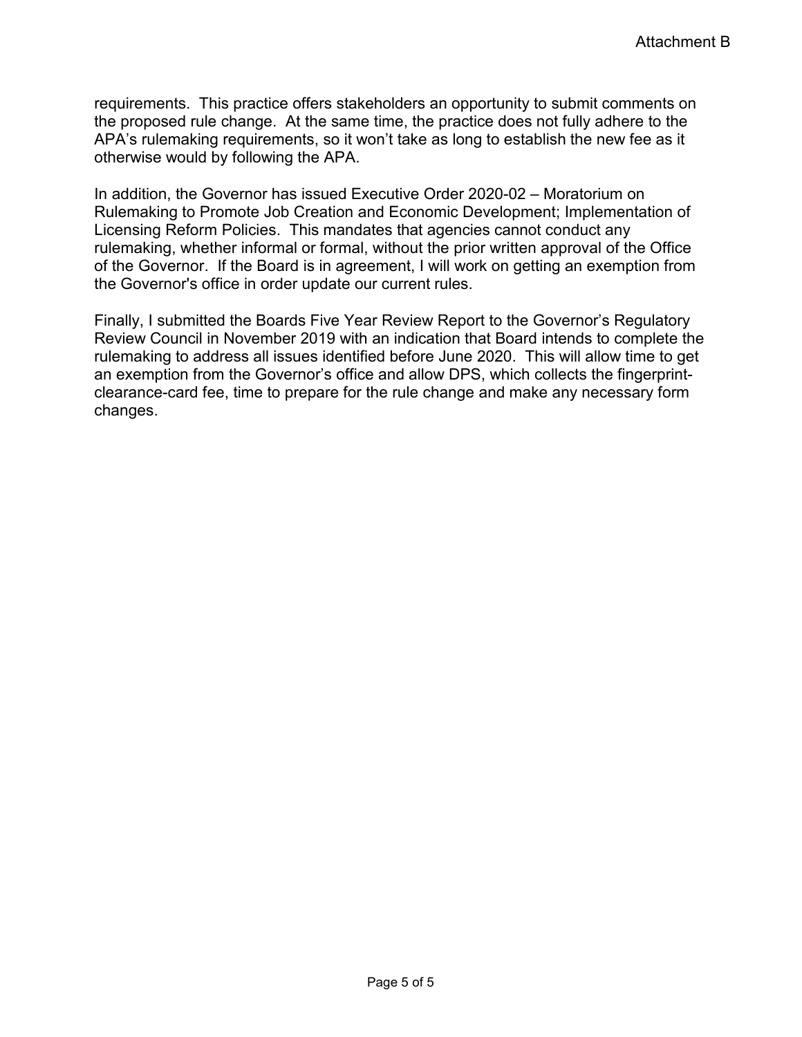requirements. This practice offers stakeholders an opportunity to submit comments on the proposed rule change. At the same time, the practice does not fully adhere to the APA's rulemaking requirements, so it won't take as long to establish the new fee as it otherwise would by following the APA.

In addition, the Governor has issued Executive Order 2020-02 – Moratorium on Rulemaking to Promote Job Creation and Economic Development; Implementation of Licensing Reform Policies. This mandates that agencies cannot conduct any rulemaking, whether informal or formal, without the prior written approval of the Office of the Governor. If the Board is in agreement, I will work on getting an exemption from the Governor's office in order update our current rules.

Finally, I submitted the Boards Five Year Review Report to the Governor's Regulatory Review Council in November 2019 with an indication that Board intends to complete the rulemaking to address all issues identified before June 2020. This will allow time to get an exemption from the Governor's office and allow DPS, which collects the fingerprint-clearance-card fee, time to prepare for the rule change and make any necessary form changes.